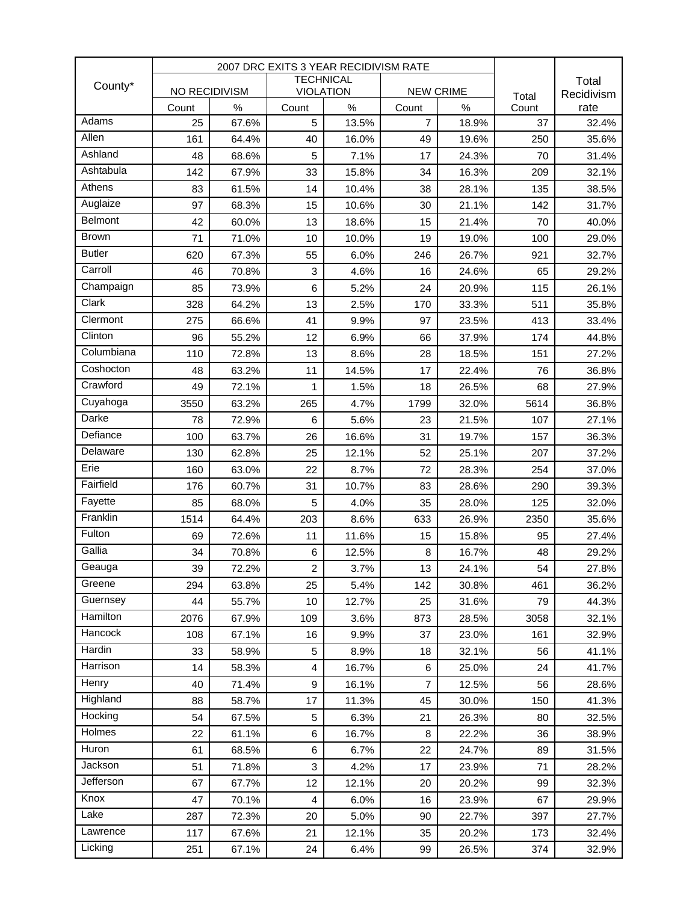| County* | 2007 DRC EXITS 3 YEAR RECIDIVISM RATE | | | | | | Total Count | Total Recidivism rate |
|---|---|---|---|---|---|---|---|---|
| | NO RECIDIVISM | | TECHNICAL VIOLATION | | NEW CRIME | | | |
| | Count | % | Count | % | Count | % | | |
| Adams | 25 | 67.6% | 5 | 13.5% | 7 | 18.9% | 37 | 32.4% |
| Allen | 161 | 64.4% | 40 | 16.0% | 49 | 19.6% | 250 | 35.6% |
| Ashland | 48 | 68.6% | 5 | 7.1% | 17 | 24.3% | 70 | 31.4% |
| Ashtabula | 142 | 67.9% | 33 | 15.8% | 34 | 16.3% | 209 | 32.1% |
| Athens | 83 | 61.5% | 14 | 10.4% | 38 | 28.1% | 135 | 38.5% |
| Auglaize | 97 | 68.3% | 15 | 10.6% | 30 | 21.1% | 142 | 31.7% |
| Belmont | 42 | 60.0% | 13 | 18.6% | 15 | 21.4% | 70 | 40.0% |
| Brown | 71 | 71.0% | 10 | 10.0% | 19 | 19.0% | 100 | 29.0% |
| Butler | 620 | 67.3% | 55 | 6.0% | 246 | 26.7% | 921 | 32.7% |
| Carroll | 46 | 70.8% | 3 | 4.6% | 16 | 24.6% | 65 | 29.2% |
| Champaign | 85 | 73.9% | 6 | 5.2% | 24 | 20.9% | 115 | 26.1% |
| Clark | 328 | 64.2% | 13 | 2.5% | 170 | 33.3% | 511 | 35.8% |
| Clermont | 275 | 66.6% | 41 | 9.9% | 97 | 23.5% | 413 | 33.4% |
| Clinton | 96 | 55.2% | 12 | 6.9% | 66 | 37.9% | 174 | 44.8% |
| Columbiana | 110 | 72.8% | 13 | 8.6% | 28 | 18.5% | 151 | 27.2% |
| Coshocton | 48 | 63.2% | 11 | 14.5% | 17 | 22.4% | 76 | 36.8% |
| Crawford | 49 | 72.1% | 1 | 1.5% | 18 | 26.5% | 68 | 27.9% |
| Cuyahoga | 3550 | 63.2% | 265 | 4.7% | 1799 | 32.0% | 5614 | 36.8% |
| Darke | 78 | 72.9% | 6 | 5.6% | 23 | 21.5% | 107 | 27.1% |
| Defiance | 100 | 63.7% | 26 | 16.6% | 31 | 19.7% | 157 | 36.3% |
| Delaware | 130 | 62.8% | 25 | 12.1% | 52 | 25.1% | 207 | 37.2% |
| Erie | 160 | 63.0% | 22 | 8.7% | 72 | 28.3% | 254 | 37.0% |
| Fairfield | 176 | 60.7% | 31 | 10.7% | 83 | 28.6% | 290 | 39.3% |
| Fayette | 85 | 68.0% | 5 | 4.0% | 35 | 28.0% | 125 | 32.0% |
| Franklin | 1514 | 64.4% | 203 | 8.6% | 633 | 26.9% | 2350 | 35.6% |
| Fulton | 69 | 72.6% | 11 | 11.6% | 15 | 15.8% | 95 | 27.4% |
| Gallia | 34 | 70.8% | 6 | 12.5% | 8 | 16.7% | 48 | 29.2% |
| Geauga | 39 | 72.2% | 2 | 3.7% | 13 | 24.1% | 54 | 27.8% |
| Greene | 294 | 63.8% | 25 | 5.4% | 142 | 30.8% | 461 | 36.2% |
| Guernsey | 44 | 55.7% | 10 | 12.7% | 25 | 31.6% | 79 | 44.3% |
| Hamilton | 2076 | 67.9% | 109 | 3.6% | 873 | 28.5% | 3058 | 32.1% |
| Hancock | 108 | 67.1% | 16 | 9.9% | 37 | 23.0% | 161 | 32.9% |
| Hardin | 33 | 58.9% | 5 | 8.9% | 18 | 32.1% | 56 | 41.1% |
| Harrison | 14 | 58.3% | 4 | 16.7% | 6 | 25.0% | 24 | 41.7% |
| Henry | 40 | 71.4% | 9 | 16.1% | 7 | 12.5% | 56 | 28.6% |
| Highland | 88 | 58.7% | 17 | 11.3% | 45 | 30.0% | 150 | 41.3% |
| Hocking | 54 | 67.5% | 5 | 6.3% | 21 | 26.3% | 80 | 32.5% |
| Holmes | 22 | 61.1% | 6 | 16.7% | 8 | 22.2% | 36 | 38.9% |
| Huron | 61 | 68.5% | 6 | 6.7% | 22 | 24.7% | 89 | 31.5% |
| Jackson | 51 | 71.8% | 3 | 4.2% | 17 | 23.9% | 71 | 28.2% |
| Jefferson | 67 | 67.7% | 12 | 12.1% | 20 | 20.2% | 99 | 32.3% |
| Knox | 47 | 70.1% | 4 | 6.0% | 16 | 23.9% | 67 | 29.9% |
| Lake | 287 | 72.3% | 20 | 5.0% | 90 | 22.7% | 397 | 27.7% |
| Lawrence | 117 | 67.6% | 21 | 12.1% | 35 | 20.2% | 173 | 32.4% |
| Licking | 251 | 67.1% | 24 | 6.4% | 99 | 26.5% | 374 | 32.9% |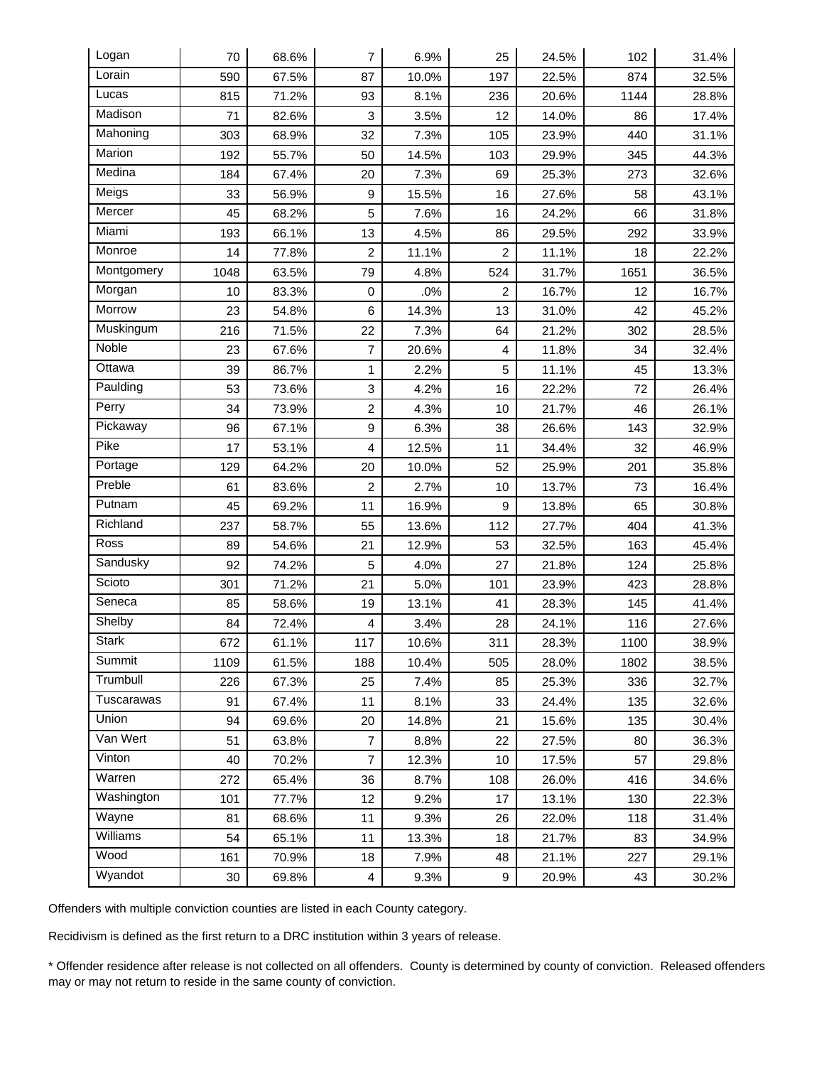| | | | | | | | | |
|---|---|---|---|---|---|---|---|---|
| Logan | 70 | 68.6% | 7 | 6.9% | 25 | 24.5% | 102 | 31.4% |
| Lorain | 590 | 67.5% | 87 | 10.0% | 197 | 22.5% | 874 | 32.5% |
| Lucas | 815 | 71.2% | 93 | 8.1% | 236 | 20.6% | 1144 | 28.8% |
| Madison | 71 | 82.6% | 3 | 3.5% | 12 | 14.0% | 86 | 17.4% |
| Mahoning | 303 | 68.9% | 32 | 7.3% | 105 | 23.9% | 440 | 31.1% |
| Marion | 192 | 55.7% | 50 | 14.5% | 103 | 29.9% | 345 | 44.3% |
| Medina | 184 | 67.4% | 20 | 7.3% | 69 | 25.3% | 273 | 32.6% |
| Meigs | 33 | 56.9% | 9 | 15.5% | 16 | 27.6% | 58 | 43.1% |
| Mercer | 45 | 68.2% | 5 | 7.6% | 16 | 24.2% | 66 | 31.8% |
| Miami | 193 | 66.1% | 13 | 4.5% | 86 | 29.5% | 292 | 33.9% |
| Monroe | 14 | 77.8% | 2 | 11.1% | 2 | 11.1% | 18 | 22.2% |
| Montgomery | 1048 | 63.5% | 79 | 4.8% | 524 | 31.7% | 1651 | 36.5% |
| Morgan | 10 | 83.3% | 0 | .0% | 2 | 16.7% | 12 | 16.7% |
| Morrow | 23 | 54.8% | 6 | 14.3% | 13 | 31.0% | 42 | 45.2% |
| Muskingum | 216 | 71.5% | 22 | 7.3% | 64 | 21.2% | 302 | 28.5% |
| Noble | 23 | 67.6% | 7 | 20.6% | 4 | 11.8% | 34 | 32.4% |
| Ottawa | 39 | 86.7% | 1 | 2.2% | 5 | 11.1% | 45 | 13.3% |
| Paulding | 53 | 73.6% | 3 | 4.2% | 16 | 22.2% | 72 | 26.4% |
| Perry | 34 | 73.9% | 2 | 4.3% | 10 | 21.7% | 46 | 26.1% |
| Pickaway | 96 | 67.1% | 9 | 6.3% | 38 | 26.6% | 143 | 32.9% |
| Pike | 17 | 53.1% | 4 | 12.5% | 11 | 34.4% | 32 | 46.9% |
| Portage | 129 | 64.2% | 20 | 10.0% | 52 | 25.9% | 201 | 35.8% |
| Preble | 61 | 83.6% | 2 | 2.7% | 10 | 13.7% | 73 | 16.4% |
| Putnam | 45 | 69.2% | 11 | 16.9% | 9 | 13.8% | 65 | 30.8% |
| Richland | 237 | 58.7% | 55 | 13.6% | 112 | 27.7% | 404 | 41.3% |
| Ross | 89 | 54.6% | 21 | 12.9% | 53 | 32.5% | 163 | 45.4% |
| Sandusky | 92 | 74.2% | 5 | 4.0% | 27 | 21.8% | 124 | 25.8% |
| Scioto | 301 | 71.2% | 21 | 5.0% | 101 | 23.9% | 423 | 28.8% |
| Seneca | 85 | 58.6% | 19 | 13.1% | 41 | 28.3% | 145 | 41.4% |
| Shelby | 84 | 72.4% | 4 | 3.4% | 28 | 24.1% | 116 | 27.6% |
| Stark | 672 | 61.1% | 117 | 10.6% | 311 | 28.3% | 1100 | 38.9% |
| Summit | 1109 | 61.5% | 188 | 10.4% | 505 | 28.0% | 1802 | 38.5% |
| Trumbull | 226 | 67.3% | 25 | 7.4% | 85 | 25.3% | 336 | 32.7% |
| Tuscarawas | 91 | 67.4% | 11 | 8.1% | 33 | 24.4% | 135 | 32.6% |
| Union | 94 | 69.6% | 20 | 14.8% | 21 | 15.6% | 135 | 30.4% |
| Van Wert | 51 | 63.8% | 7 | 8.8% | 22 | 27.5% | 80 | 36.3% |
| Vinton | 40 | 70.2% | 7 | 12.3% | 10 | 17.5% | 57 | 29.8% |
| Warren | 272 | 65.4% | 36 | 8.7% | 108 | 26.0% | 416 | 34.6% |
| Washington | 101 | 77.7% | 12 | 9.2% | 17 | 13.1% | 130 | 22.3% |
| Wayne | 81 | 68.6% | 11 | 9.3% | 26 | 22.0% | 118 | 31.4% |
| Williams | 54 | 65.1% | 11 | 13.3% | 18 | 21.7% | 83 | 34.9% |
| Wood | 161 | 70.9% | 18 | 7.9% | 48 | 21.1% | 227 | 29.1% |
| Wyandot | 30 | 69.8% | 4 | 9.3% | 9 | 20.9% | 43 | 30.2% |

Offenders with multiple conviction counties are listed in each County category.

Recidivism is defined as the first return to a DRC institution within 3 years of release.

* Offender residence after release is not collected on all offenders. County is determined by county of conviction. Released offenders may or may not return to reside in the same county of conviction.